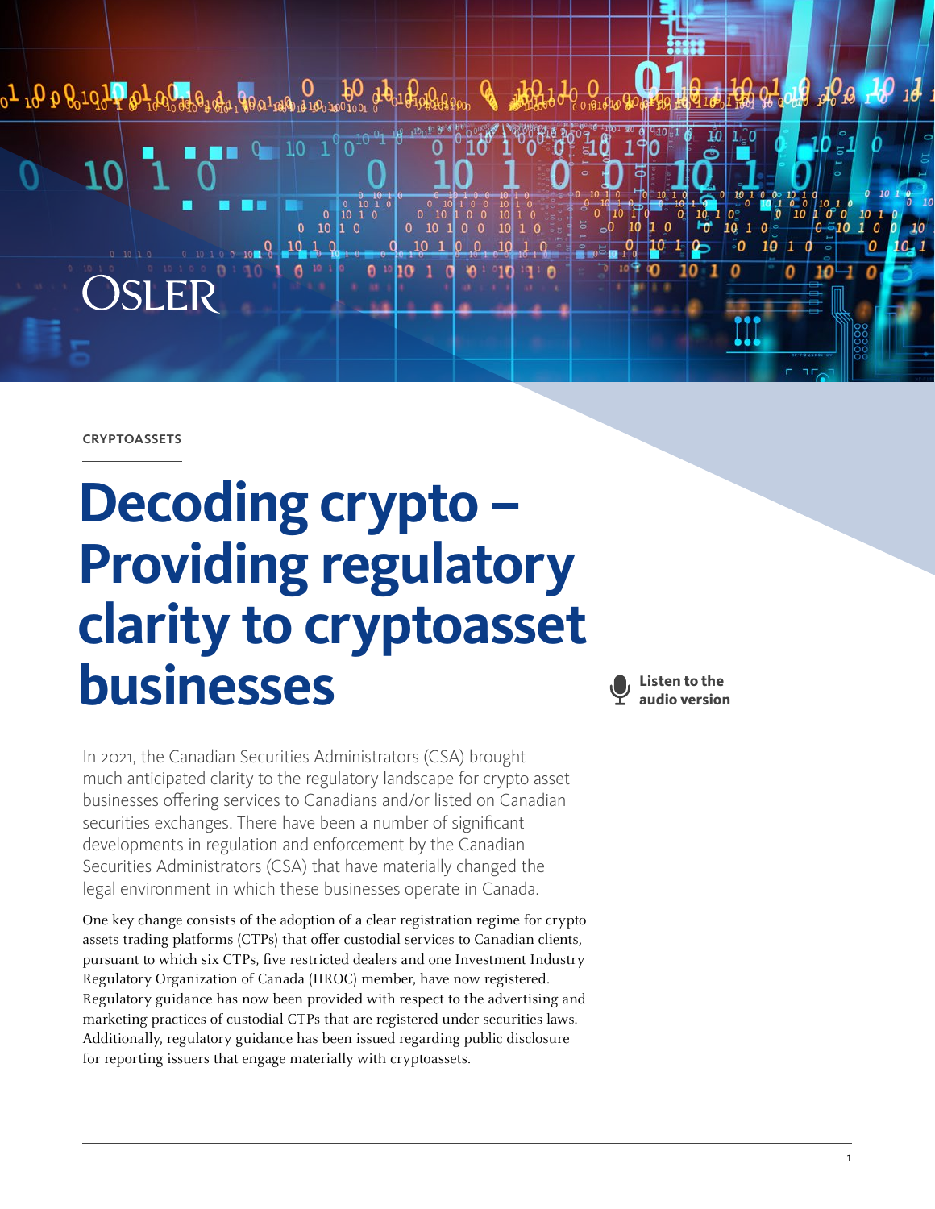CRYPTOASSETS

# Decoding crypto – Providing regulatory clarity to cryptoasset businesses

Listen to the audio version

In 2021, the Canadian Securities Administrators (CSA) brought much anticipated clarity to the regulatory landscape for crypto asset businesses offering services to Canadians and/or listed on Canadian securities exchanges. There have been a number of significant developments in regulation and enforcement by the Canadian Securities Administrators (CSA) that have materially changed the legal environment in which these businesses operate in Canada.

One key change consists of the adoption of a clear registration regime for crypto assets trading platforms (CTPs) that offer custodial services to Canadian clients, pursuant to which six CTPs, five restricted dealers and one Investment Industry Regulatory Organization of Canada (IIROC) member, have now registered. Regulatory guidance has now been provided with respect to the advertising and marketing practices of custodial CTPs that are registered under securities laws. Additionally, regulatory guidance has been issued regarding public disclosure for reporting issuers that engage materially with cryptoassets.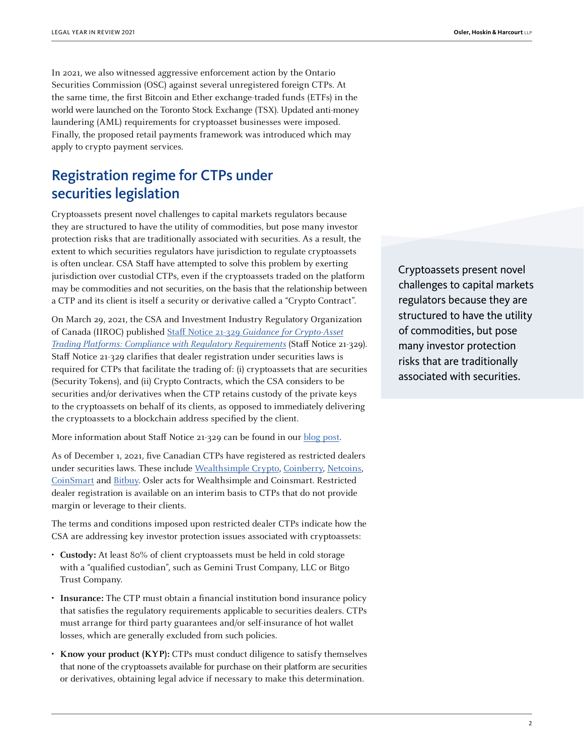In 2021, we also witnessed aggressive enforcement action by the Ontario Securities Commission (OSC) against several unregistered foreign CTPs. At the same time, the first Bitcoin and Ether exchange-traded funds (ETFs) in the world were launched on the Toronto Stock Exchange (TSX). Updated anti-money laundering (AML) requirements for cryptoasset businesses were imposed. Finally, the proposed retail payments framework was introduced which may apply to crypto payment services.

## Registration regime for CTPs under securities legislation

Cryptoassets present novel challenges to capital markets regulators because they are structured to have the utility of commodities, but pose many investor protection risks that are traditionally associated with securities. As a result, the extent to which securities regulators have jurisdiction to regulate cryptoassets is often unclear. CSA Staff have attempted to solve this problem by exerting jurisdiction over custodial CTPs, even if the cryptoassets traded on the platform may be commodities and not securities, on the basis that the relationship between a CTP and its client is itself a security or derivative called a "Crypto Contract".

> Cryptoassets present novel challenges to capital markets regulators because they are structured to have the utility of commodities, but pose many investor protection risks that are traditionally associated with securities.

On March 29, 2021, the CSA and Investment Industry Regulatory Organization of Canada (IIROC) published Staff Notice 21-329 *Guidance for Crypto-Asset Trading Platforms: Compliance with Regulatory Requirements* (Staff Notice 21-329). Staff Notice 21-329 clarifies that dealer registration under securities laws is required for CTPs that facilitate the trading of: (i) cryptoassets that are securities (Security Tokens), and (ii) Crypto Contracts, which the CSA considers to be securities and/or derivatives when the CTP retains custody of the private keys to the cryptoassets on behalf of its clients, as opposed to immediately delivering the cryptoassets to a blockchain address specified by the client.

More information about Staff Notice 21-329 can be found in our blog post.

As of December 1, 2021, five Canadian CTPs have registered as restricted dealers under securities laws. These include Wealthsimple Crypto, Coinberry, Netcoins, CoinSmart and Bitbuy. Osler acts for Wealthsimple and Coinsmart. Restricted dealer registration is available on an interim basis to CTPs that do not provide margin or leverage to their clients.

The terms and conditions imposed upon restricted dealer CTPs indicate how the CSA are addressing key investor protection issues associated with cryptoassets:

- **Custody:** At least 80% of client cryptoassets must be held in cold storage with a "qualified custodian", such as Gemini Trust Company, LLC or Bitgo Trust Company.
- **Insurance:** The CTP must obtain a financial institution bond insurance policy that satisfies the regulatory requirements applicable to securities dealers. CTPs must arrange for third party guarantees and/or self-insurance of hot wallet losses, which are generally excluded from such policies.
- **Know your product (KYP):** CTPs must conduct diligence to satisfy themselves that none of the cryptoassets available for purchase on their platform are securities or derivatives, obtaining legal advice if necessary to make this determination.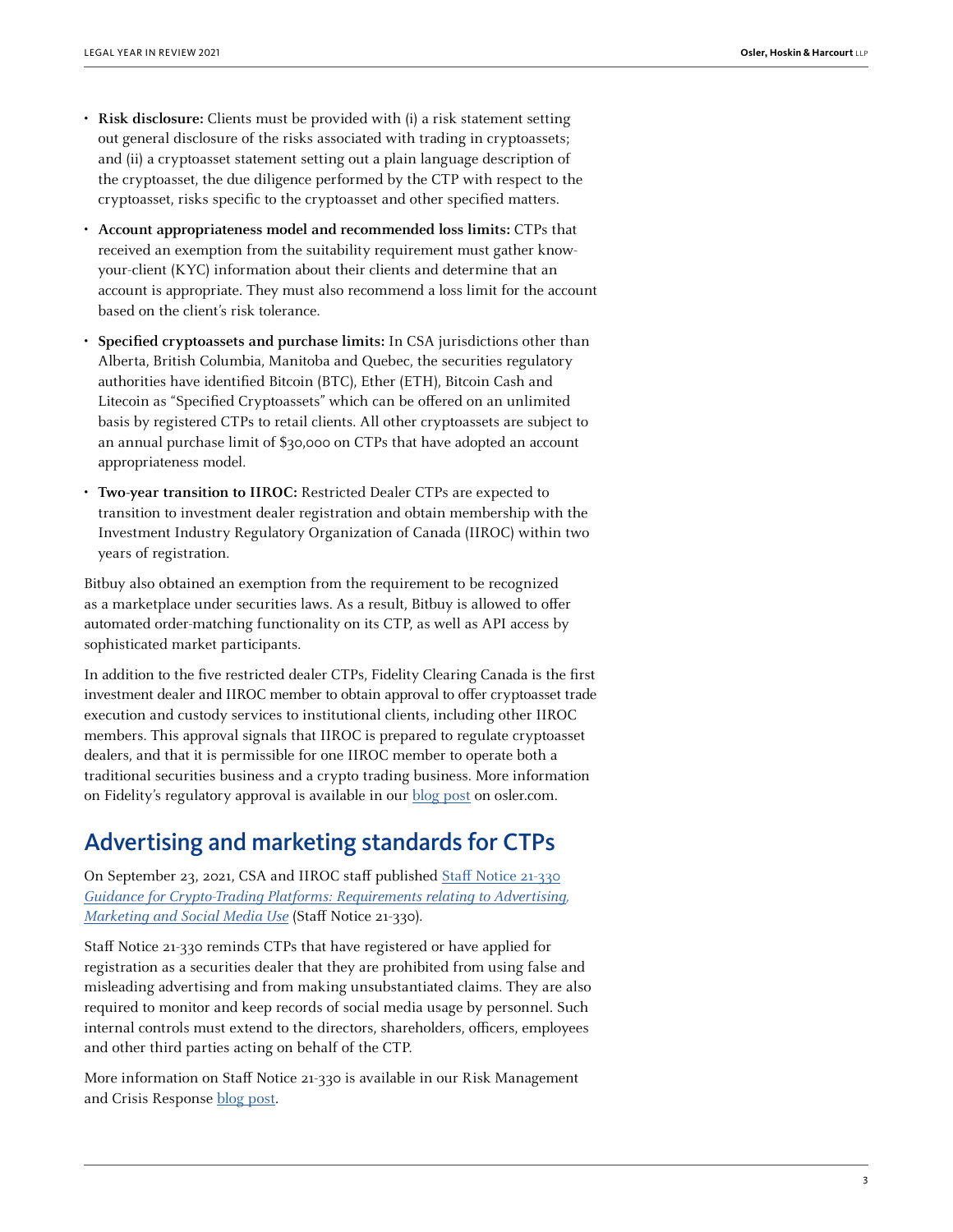- **Risk disclosure:** Clients must be provided with (i) a risk statement setting out general disclosure of the risks associated with trading in cryptoassets; and (ii) a cryptoasset statement setting out a plain language description of the cryptoasset, the due diligence performed by the CTP with respect to the cryptoasset, risks specific to the cryptoasset and other specified matters.
- **Account appropriateness model and recommended loss limits:** CTPs that received an exemption from the suitability requirement must gather know-your-client (KYC) information about their clients and determine that an account is appropriate. They must also recommend a loss limit for the account based on the client's risk tolerance.
- **Specified cryptoassets and purchase limits:** In CSA jurisdictions other than Alberta, British Columbia, Manitoba and Quebec, the securities regulatory authorities have identified Bitcoin (BTC), Ether (ETH), Bitcoin Cash and Litecoin as "Specified Cryptoassets" which can be offered on an unlimited basis by registered CTPs to retail clients. All other cryptoassets are subject to an annual purchase limit of $30,000 on CTPs that have adopted an account appropriateness model.
- **Two-year transition to IIROC:** Restricted Dealer CTPs are expected to transition to investment dealer registration and obtain membership with the Investment Industry Regulatory Organization of Canada (IIROC) within two years of registration.

Bitbuy also obtained an exemption from the requirement to be recognized as a marketplace under securities laws. As a result, Bitbuy is allowed to offer automated order-matching functionality on its CTP, as well as API access by sophisticated market participants.

In addition to the five restricted dealer CTPs, Fidelity Clearing Canada is the first investment dealer and IIROC member to obtain approval to offer cryptoasset trade execution and custody services to institutional clients, including other IIROC members. This approval signals that IIROC is prepared to regulate cryptoasset dealers, and that it is permissible for one IIROC member to operate both a traditional securities business and a crypto trading business. More information on Fidelity's regulatory approval is available in our blog post on osler.com.

## Advertising and marketing standards for CTPs

On September 23, 2021, CSA and IIROC staff published Staff Notice 21-330 *Guidance for Crypto-Trading Platforms: Requirements relating to Advertising, Marketing and Social Media Use* (Staff Notice 21-330).

Staff Notice 21-330 reminds CTPs that have registered or have applied for registration as a securities dealer that they are prohibited from using false and misleading advertising and from making unsubstantiated claims. They are also required to monitor and keep records of social media usage by personnel. Such internal controls must extend to the directors, shareholders, officers, employees and other third parties acting on behalf of the CTP.

More information on Staff Notice 21-330 is available in our Risk Management and Crisis Response blog post.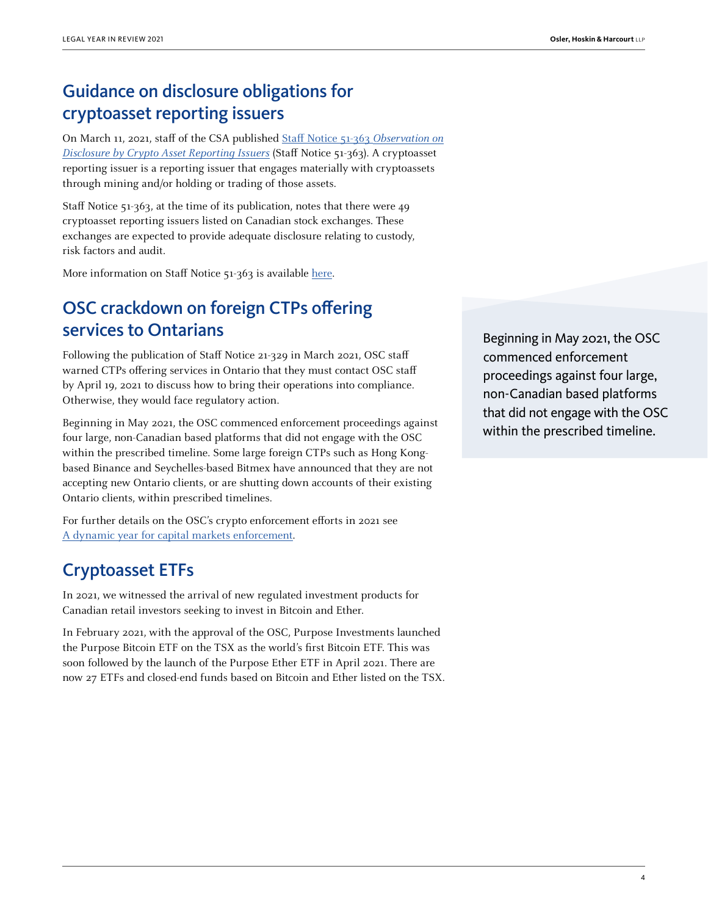## Guidance on disclosure obligations for cryptoasset reporting issuers

On March 11, 2021, staff of the CSA published Staff Notice 51-363 *Observation on Disclosure by Crypto Asset Reporting Issuers* (Staff Notice 51-363). A cryptoasset reporting issuer is a reporting issuer that engages materially with cryptoassets through mining and/or holding or trading of those assets.

Staff Notice 51-363, at the time of its publication, notes that there were 49 cryptoasset reporting issuers listed on Canadian stock exchanges. These exchanges are expected to provide adequate disclosure relating to custody, risk factors and audit.

More information on Staff Notice 51-363 is available here.

## OSC crackdown on foreign CTPs offering services to Ontarians

Following the publication of Staff Notice 21-329 in March 2021, OSC staff warned CTPs offering services in Ontario that they must contact OSC staff by April 19, 2021 to discuss how to bring their operations into compliance. Otherwise, they would face regulatory action.

Beginning in May 2021, the OSC commenced enforcement proceedings against four large, non-Canadian based platforms that did not engage with the OSC within the prescribed timeline. Some large foreign CTPs such as Hong Kong-based Binance and Seychelles-based Bitmex have announced that they are not accepting new Ontario clients, or are shutting down accounts of their existing Ontario clients, within prescribed timelines.

For further details on the OSC's crypto enforcement efforts in 2021 see A dynamic year for capital markets enforcement.

> Beginning in May 2021, the OSC commenced enforcement proceedings against four large, non-Canadian based platforms that did not engage with the OSC within the prescribed timeline.

## Cryptoasset ETFs

In 2021, we witnessed the arrival of new regulated investment products for Canadian retail investors seeking to invest in Bitcoin and Ether.

In February 2021, with the approval of the OSC, Purpose Investments launched the Purpose Bitcoin ETF on the TSX as the world's first Bitcoin ETF. This was soon followed by the launch of the Purpose Ether ETF in April 2021. There are now 27 ETFs and closed-end funds based on Bitcoin and Ether listed on the TSX.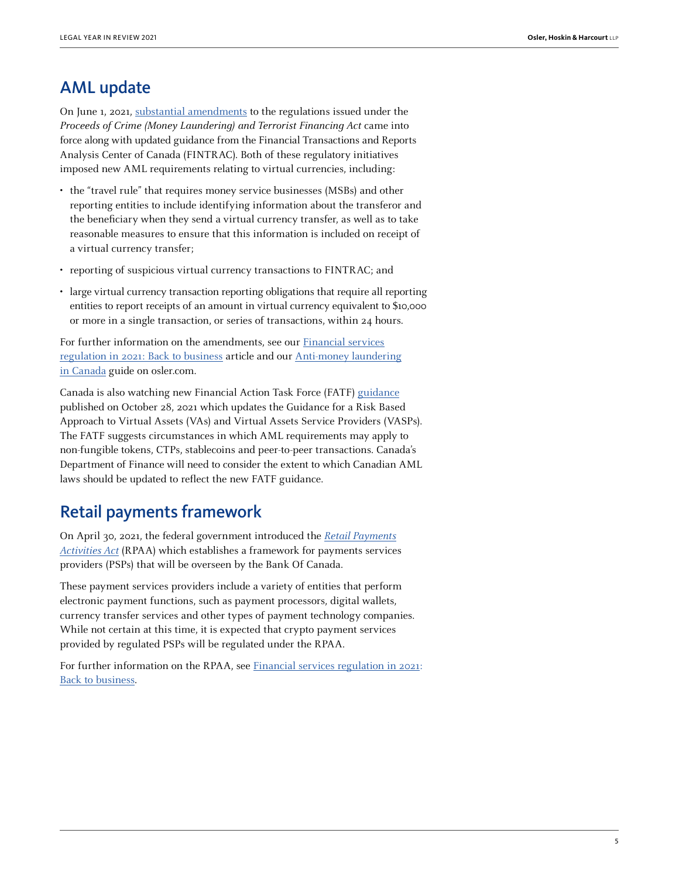## AML update

On June 1, 2021, substantial amendments to the regulations issued under the *Proceeds of Crime (Money Laundering) and Terrorist Financing Act* came into force along with updated guidance from the Financial Transactions and Reports Analysis Center of Canada (FINTRAC). Both of these regulatory initiatives imposed new AML requirements relating to virtual currencies, including:

- the "travel rule" that requires money service businesses (MSBs) and other reporting entities to include identifying information about the transferor and the beneficiary when they send a virtual currency transfer, as well as to take reasonable measures to ensure that this information is included on receipt of a virtual currency transfer;
- reporting of suspicious virtual currency transactions to FINTRAC; and
- large virtual currency transaction reporting obligations that require all reporting entities to report receipts of an amount in virtual currency equivalent to $10,000 or more in a single transaction, or series of transactions, within 24 hours.

For further information on the amendments, see our Financial services regulation in 2021: Back to business article and our Anti-money laundering in Canada guide on osler.com.

Canada is also watching new Financial Action Task Force (FATF) guidance published on October 28, 2021 which updates the Guidance for a Risk Based Approach to Virtual Assets (VAs) and Virtual Assets Service Providers (VASPs). The FATF suggests circumstances in which AML requirements may apply to non-fungible tokens, CTPs, stablecoins and peer-to-peer transactions. Canada's Department of Finance will need to consider the extent to which Canadian AML laws should be updated to reflect the new FATF guidance.

## Retail payments framework

On April 30, 2021, the federal government introduced the *Retail Payments Activities Act* (RPAA) which establishes a framework for payments services providers (PSPs) that will be overseen by the Bank Of Canada.

These payment services providers include a variety of entities that perform electronic payment functions, such as payment processors, digital wallets, currency transfer services and other types of payment technology companies. While not certain at this time, it is expected that crypto payment services provided by regulated PSPs will be regulated under the RPAA.

For further information on the RPAA, see Financial services regulation in 2021: Back to business.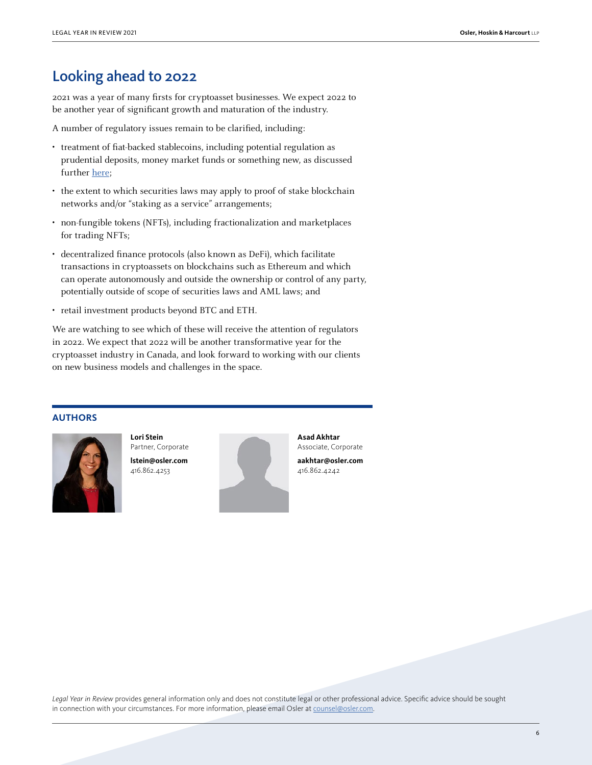## Looking ahead to 2022

2021 was a year of many firsts for cryptoasset businesses. We expect 2022 to be another year of significant growth and maturation of the industry.

A number of regulatory issues remain to be clarified, including:

- treatment of fiat-backed stablecoins, including potential regulation as prudential deposits, money market funds or something new, as discussed further here;
- the extent to which securities laws may apply to proof of stake blockchain networks and/or "staking as a service" arrangements;
- non-fungible tokens (NFTs), including fractionalization and marketplaces for trading NFTs;
- decentralized finance protocols (also known as DeFi), which facilitate transactions in cryptoassets on blockchains such as Ethereum and which can operate autonomously and outside the ownership or control of any party, potentially outside of scope of securities laws and AML laws; and
- retail investment products beyond BTC and ETH.

We are watching to see which of these will receive the attention of regulators in 2022. We expect that 2022 will be another transformative year for the cryptoasset industry in Canada, and look forward to working with our clients on new business models and challenges in the space.

### AUTHORS

**Lori Stein**
Partner, Corporate
**lstein@osler.com**
416.862.4253

**Asad Akhtar**
Associate, Corporate
**aakhtar@osler.com**
416.862.4242

*Legal Year in Review* provides general information only and does not constitute legal or other professional advice. Specific advice should be sought in connection with your circumstances. For more information, please email Osler at counsel@osler.com.